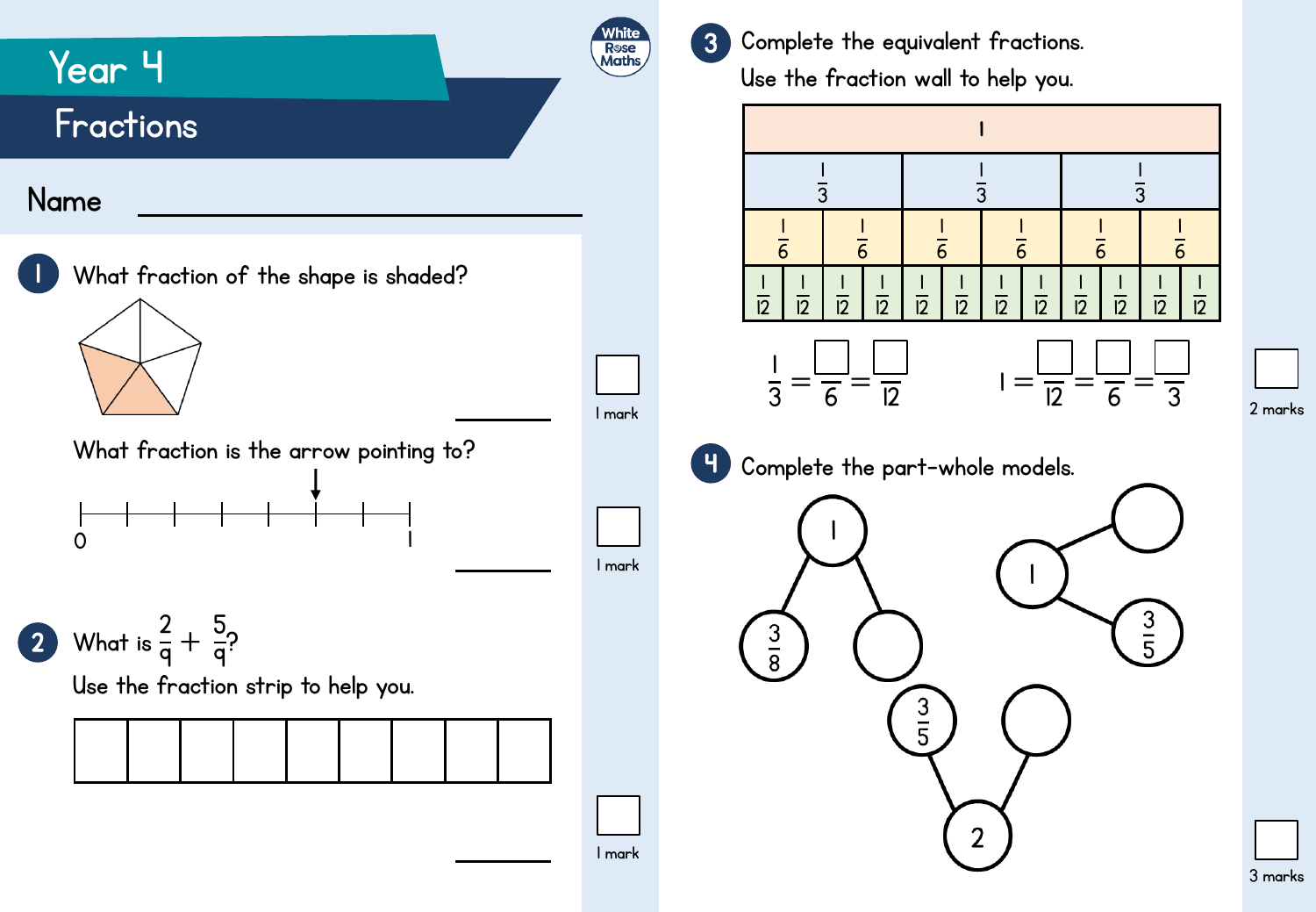# Year 4

## Fractions

Name ____________________

**1** What fraction of the shape is shaded?

____________

1 mark

What fraction is the arrow pointing to?

0 ————————— 1

____________

1 mark

**2** What is $\frac{2}{9} + \frac{5}{9}$?

Use the fraction strip to help you.

| | | | | | | | | |
|---|---|---|---|---|---|---|---|---|
| | | | | | | | | |

____________

1 mark

**3** Complete the equivalent fractions.

Use the fraction wall to help you.

| 1 | | | | | | | | | | | |
|---|---|---|---|---|---|---|---|---|---|---|---|
| $\frac{1}{3}$ | | | | $\frac{1}{3}$ | | | | $\frac{1}{3}$ | | | |
| $\frac{1}{6}$ | | $\frac{1}{6}$ | | $\frac{1}{6}$ | | $\frac{1}{6}$ | | $\frac{1}{6}$ | | $\frac{1}{6}$ | |
| $\frac{1}{12}$ | $\frac{1}{12}$ | $\frac{1}{12}$ | $\frac{1}{12}$ | $\frac{1}{12}$ | $\frac{1}{12}$ | $\frac{1}{12}$ | $\frac{1}{12}$ | $\frac{1}{12}$ | $\frac{1}{12}$ | $\frac{1}{12}$ | $\frac{1}{12}$ |

$\frac{1}{3} = \frac{\square}{6} = \frac{\square}{12}$

$1 = \frac{\square}{12} = \frac{\square}{6} = \frac{\square}{3}$

2 marks

**4** Complete the part-whole models.

Whole: 1; Parts: $\frac{3}{8}$ and ◯

Whole: 1; Parts: ◯ and $\frac{3}{5}$

Whole: 2; Parts: $\frac{3}{5}$ and ◯

3 marks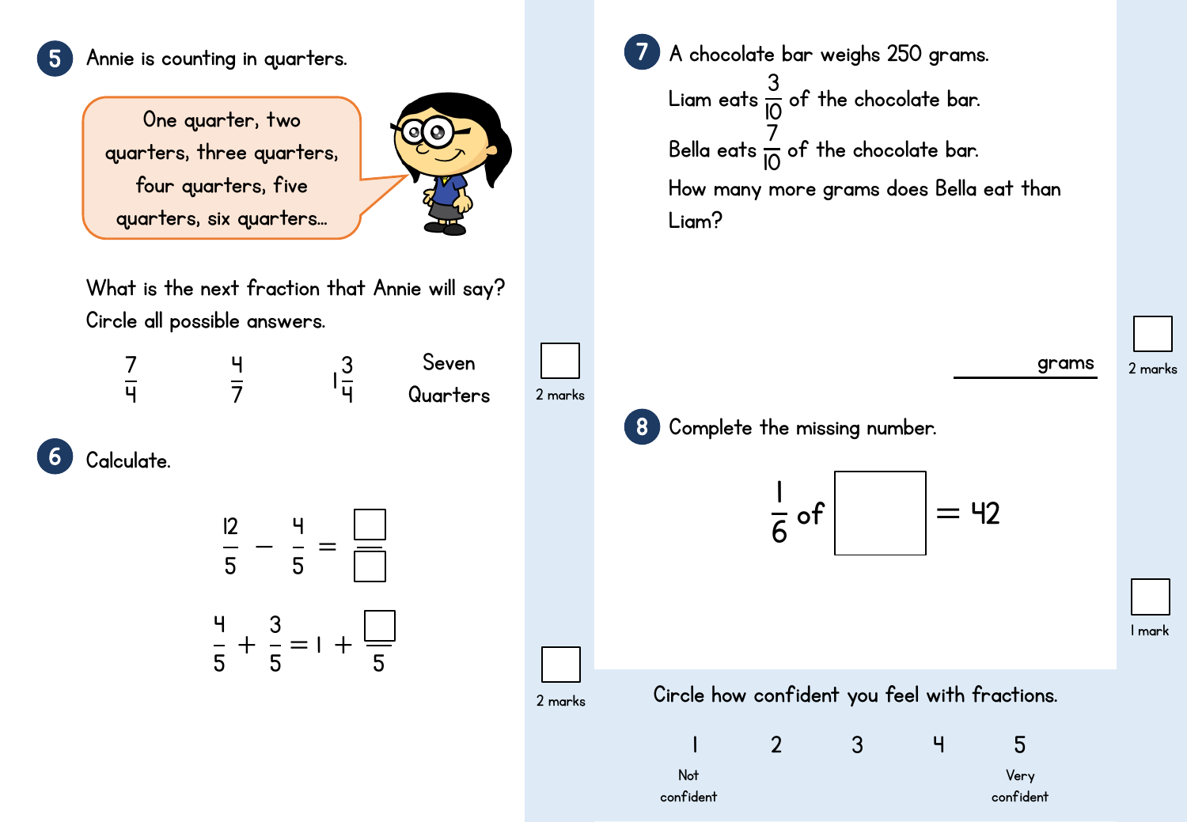**5** Annie is counting in quarters.

> One quarter, two quarters, three quarters, four quarters, five quarters, six quarters...

What is the next fraction that Annie will say?
Circle all possible answers.

$\frac{7}{4}$ $\qquad$ $\frac{4}{7}$ $\qquad$ $1\frac{3}{4}$ $\qquad$ Seven Quarters

2 marks

**6** Calculate.

$$\frac{12}{5} - \frac{4}{5} = \frac{\square}{\square}$$

$$\frac{4}{5} + \frac{3}{5} = 1 + \frac{\square}{5}$$

2 marks

**7** A chocolate bar weighs 250 grams.

Liam eats $\frac{3}{10}$ of the chocolate bar.

Bella eats $\frac{7}{10}$ of the chocolate bar.

How many more grams does Bella eat than Liam?

\_\_\_\_\_\_\_\_ grams

2 marks

**8** Complete the missing number.

$$\frac{1}{6} \text{ of } \square = 42$$

1 mark

Circle how confident you feel with fractions.

| 1 | 2 | 3 | 4 | 5 |
|---|---|---|---|---|
| Not confident | | | | Very confident |